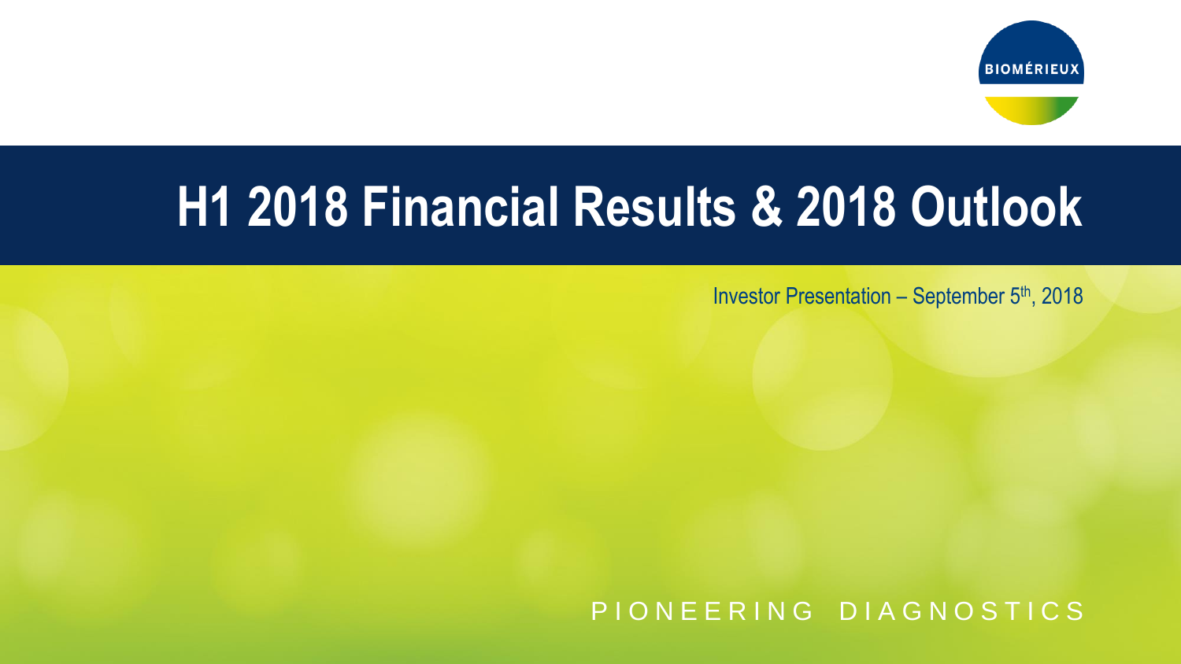BIOMÉRIEUX

# H1 2018 Financial Results & 2018 Outlook

Investor Presentation – September 5th, 2018

PIONEERING DIAGNOSTICS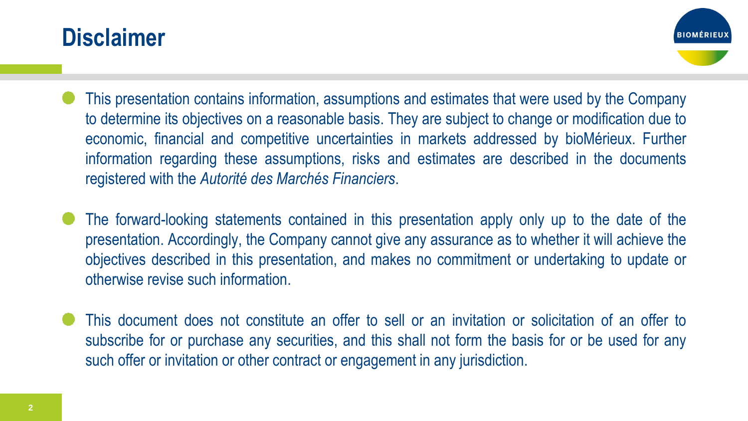# Disclaimer

- This presentation contains information, assumptions and estimates that were used by the Company to determine its objectives on a reasonable basis. They are subject to change or modification due to economic, financial and competitive uncertainties in markets addressed by bioMérieux. Further information regarding these assumptions, risks and estimates are described in the documents registered with the *Autorité des Marchés Financiers*.

- The forward-looking statements contained in this presentation apply only up to the date of the presentation. Accordingly, the Company cannot give any assurance as to whether it will achieve the objectives described in this presentation, and makes no commitment or undertaking to update or otherwise revise such information.

- This document does not constitute an offer to sell or an invitation or solicitation of an offer to subscribe for or purchase any securities, and this shall not form the basis for or be used for any such offer or invitation or other contract or engagement in any jurisdiction.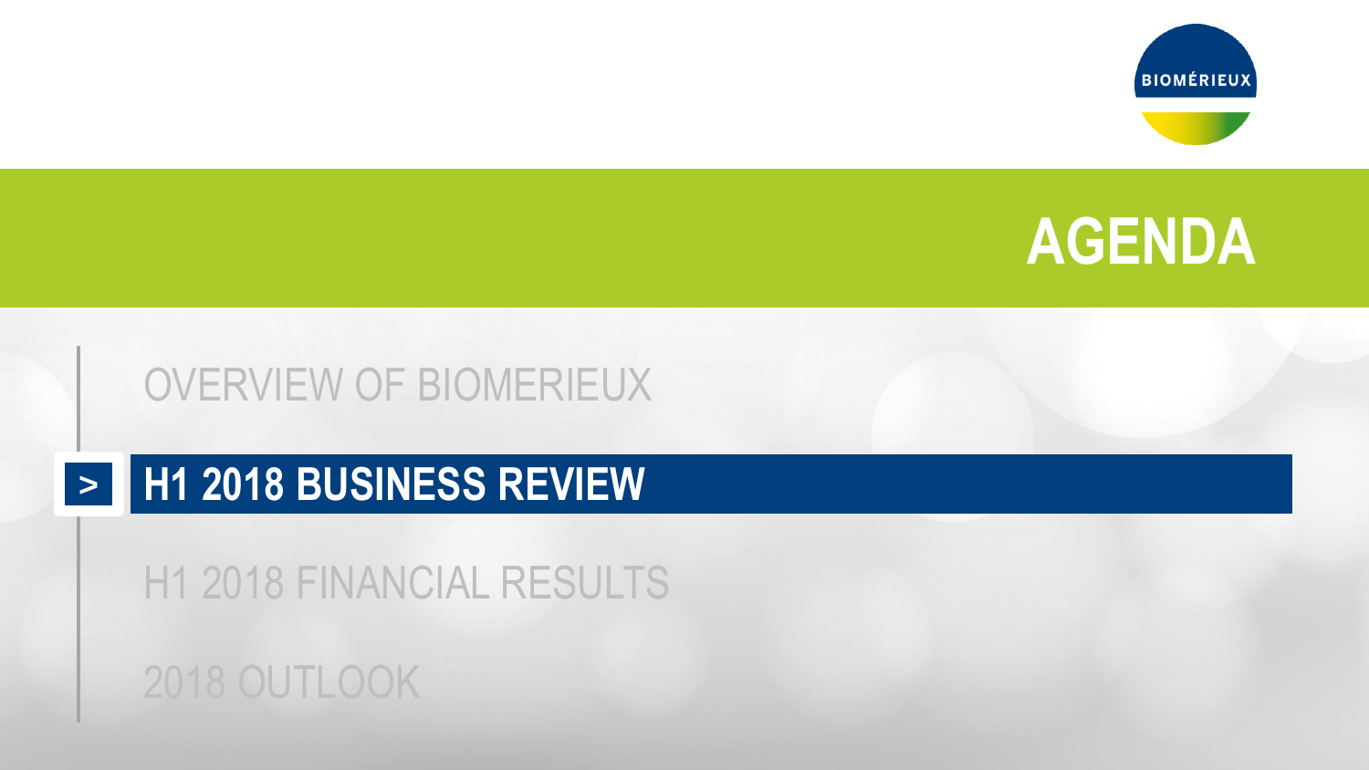# AGENDA

- OVERVIEW OF BIOMERIEUX
- > **H1 2018 BUSINESS REVIEW**
- H1 2018 FINANCIAL RESULTS
- 2018 OUTLOOK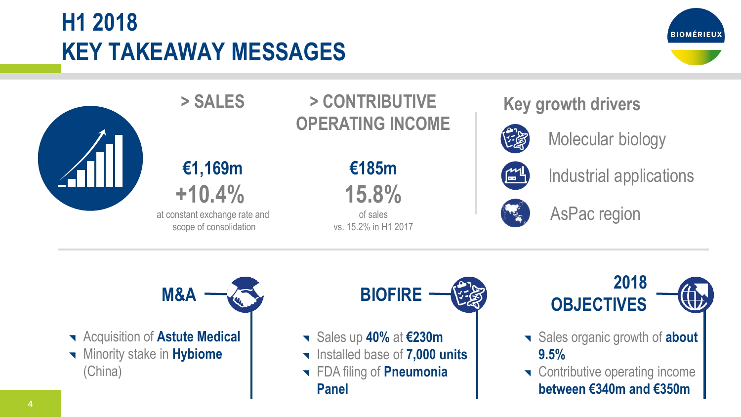# H1 2018
# KEY TAKEAWAY MESSAGES

## > SALES

**€1,169m**

**+10.4%**

at constant exchange rate and scope of consolidation

## > CONTRIBUTIVE OPERATING INCOME

**€185m**

**15.8%**

of sales vs. 15.2% in H1 2017

## Key growth drivers

- Molecular biology
- Industrial applications
- AsPac region

## M&A

- Acquisition of **Astute Medical**
- Minority stake in **Hybiome** (China)

## BIOFIRE

- Sales up **40%** at **€230m**
- Installed base of **7,000 units**
- FDA filing of **Pneumonia Panel**

## 2018 OBJECTIVES

- Sales organic growth of **about 9.5%**
- Contributive operating income **between €340m and €350m**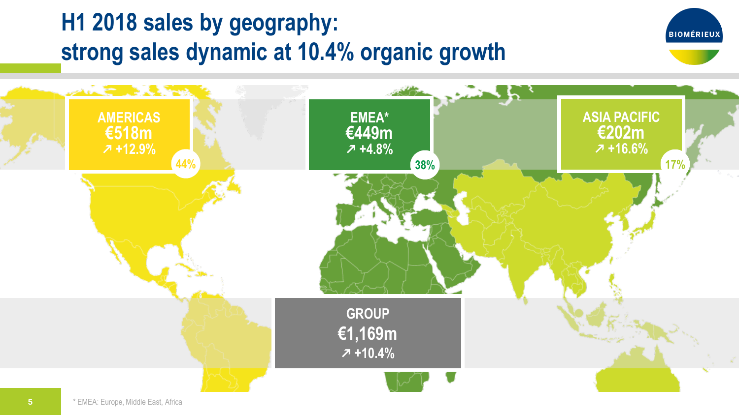# H1 2018 sales by geography: strong sales dynamic at 10.4% organic growth

**AMERICAS**
**€518m**
↗ +12.9%
44%

**EMEA***
**€449m**
↗ +4.8%
38%

**ASIA PACIFIC**
**€202m**
↗ +16.6%
17%

**GROUP**
**€1,169m**
↗ +10.4%

* EMEA: Europe, Middle East, Africa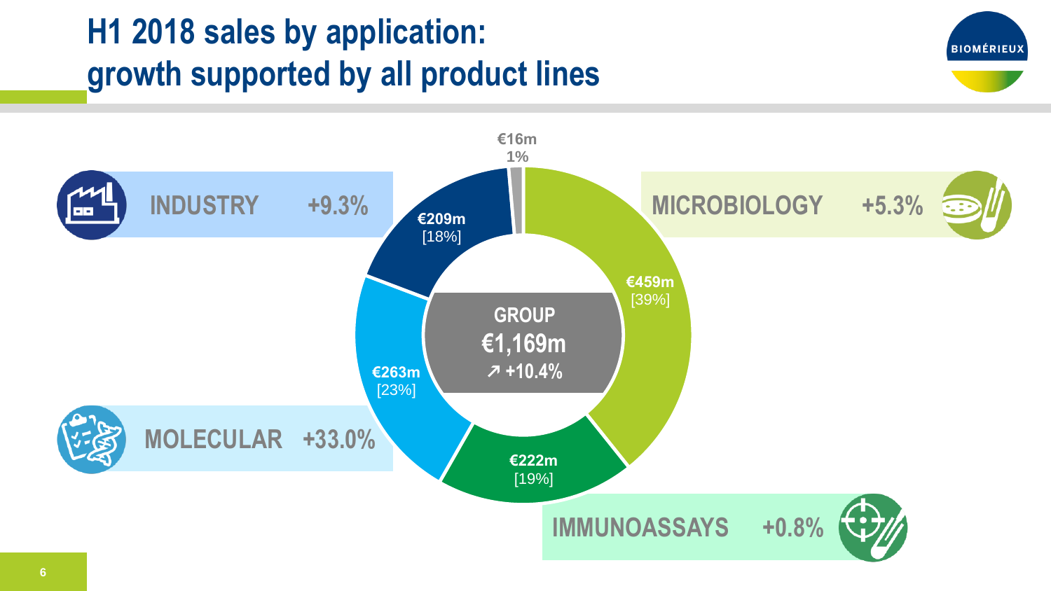# H1 2018 sales by application: growth supported by all product lines

**GROUP**
**€1,169m**
**↗ +10.4%**

| Application | Sales | Share | Growth |
| --- | --- | --- | --- |
| MICROBIOLOGY | €459m | [39%] | +5.3% |
| IMMUNOASSAYS | €222m | [19%] | +0.8% |
| MOLECULAR | €263m | [23%] | +33.0% |
| INDUSTRY | €209m | [18%] | +9.3% |
| | €16m | 1% | |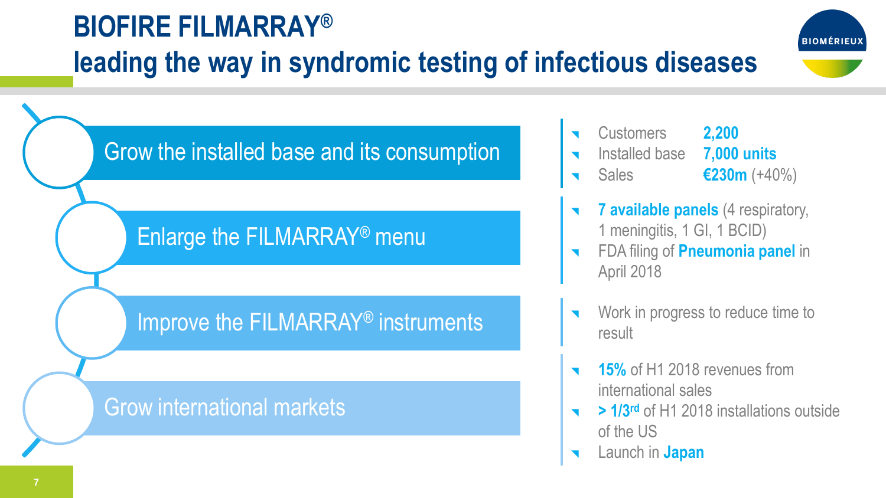# BIOFIRE FILMARRAY®

## leading the way in syndromic testing of infectious diseases

### Grow the installed base and its consumption

- Customers **2,200**
- Installed base **7,000 units**
- Sales **€230m** (+40%)

### Enlarge the FILMARRAY® menu

- **7 available panels** (4 respiratory, 1 meningitis, 1 GI, 1 BCID)
- FDA filing of **Pneumonia panel** in April 2018

### Improve the FILMARRAY® instruments

- Work in progress to reduce time to result

### Grow international markets

- **15%** of H1 2018 revenues from international sales
- **> 1/3rd** of H1 2018 installations outside of the US
- Launch in **Japan**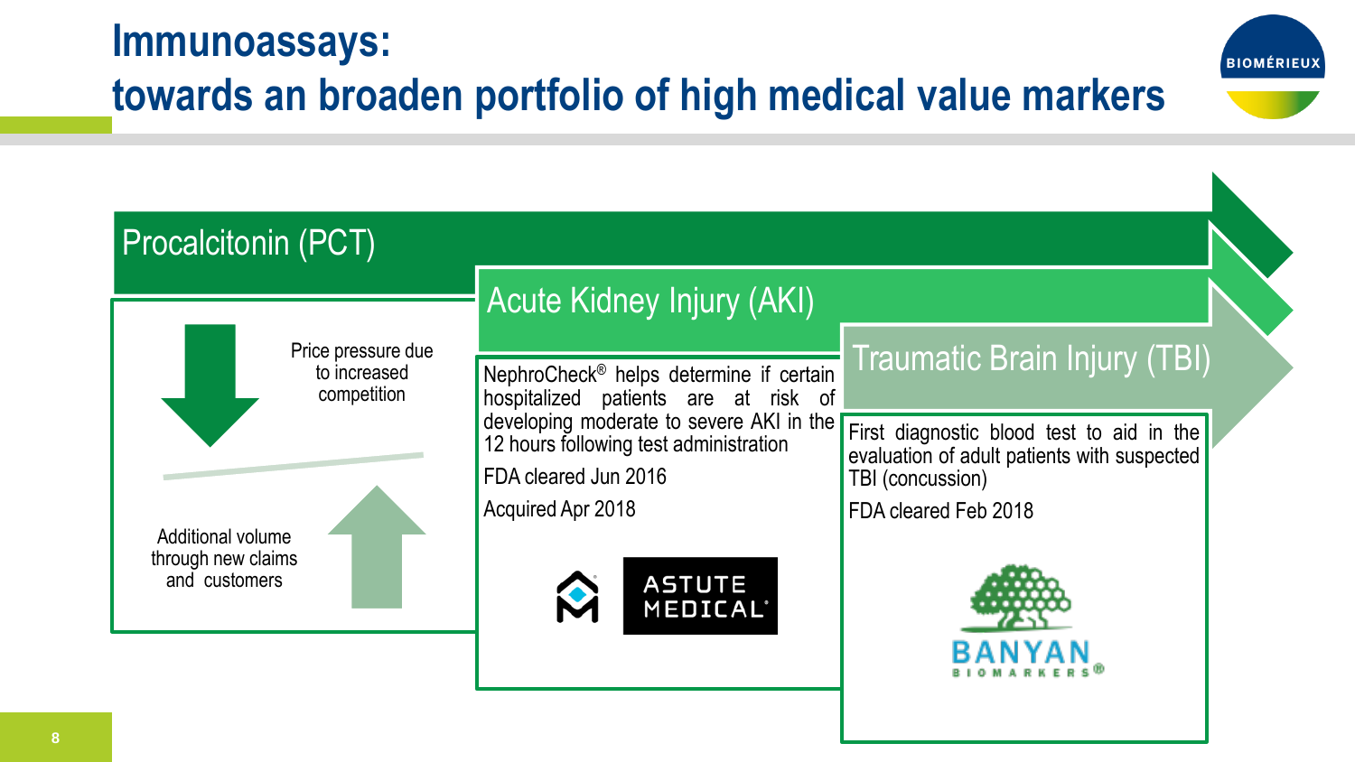# Immunoassays: towards an broaden portfolio of high medical value markers

## Procalcitonin (PCT)

Price pressure due to increased competition

Additional volume through new claims and customers

## Acute Kidney Injury (AKI)

NephroCheck® helps determine if certain hospitalized patients are at risk of developing moderate to severe AKI in the 12 hours following test administration

FDA cleared Jun 2016

Acquired Apr 2018

ASTUTE MEDICAL

## Traumatic Brain Injury (TBI)

First diagnostic blood test to aid in the evaluation of adult patients with suspected TBI (concussion)

FDA cleared Feb 2018

BANYAN BIOMARKERS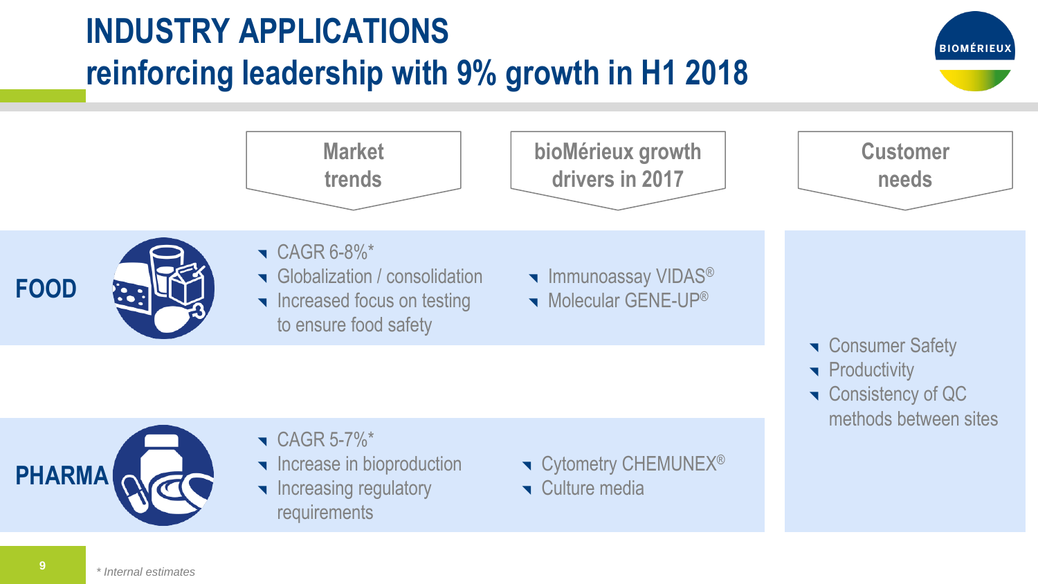# INDUSTRY APPLICATIONS
## reinforcing leadership with 9% growth in H1 2018

| | Market trends | bioMérieux growth drivers in 2017 | Customer needs |
|---|---|---|---|
| **FOOD** | CAGR 6-8%*<br>Globalization / consolidation<br>Increased focus on testing to ensure food safety | Immunoassay VIDAS®<br>Molecular GENE-UP® | Consumer Safety<br>Productivity<br>Consistency of QC methods between sites |
| **PHARMA** | CAGR 5-7%*<br>Increase in bioproduction<br>Increasing regulatory requirements | Cytometry CHEMUNEX®<br>Culture media | |

*\* Internal estimates*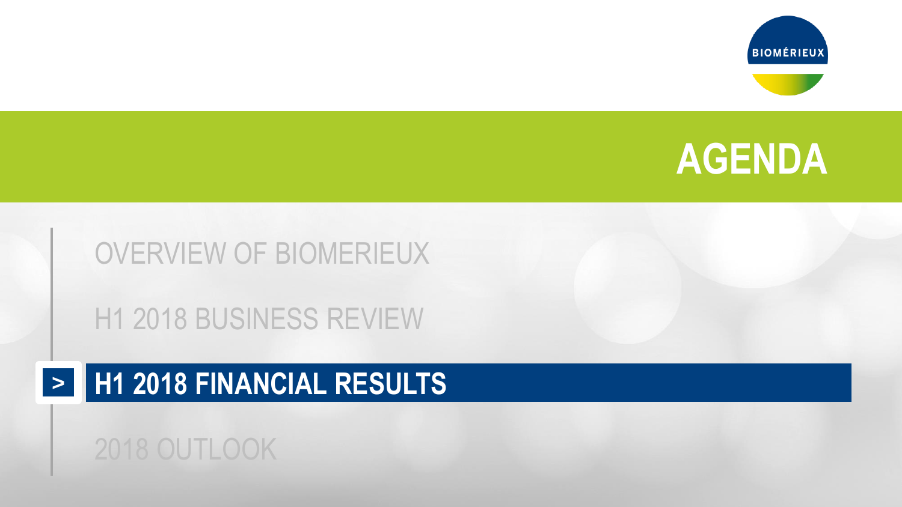# AGENDA

- OVERVIEW OF BIOMERIEUX
- H1 2018 BUSINESS REVIEW
- **H1 2018 FINANCIAL RESULTS**
- 2018 OUTLOOK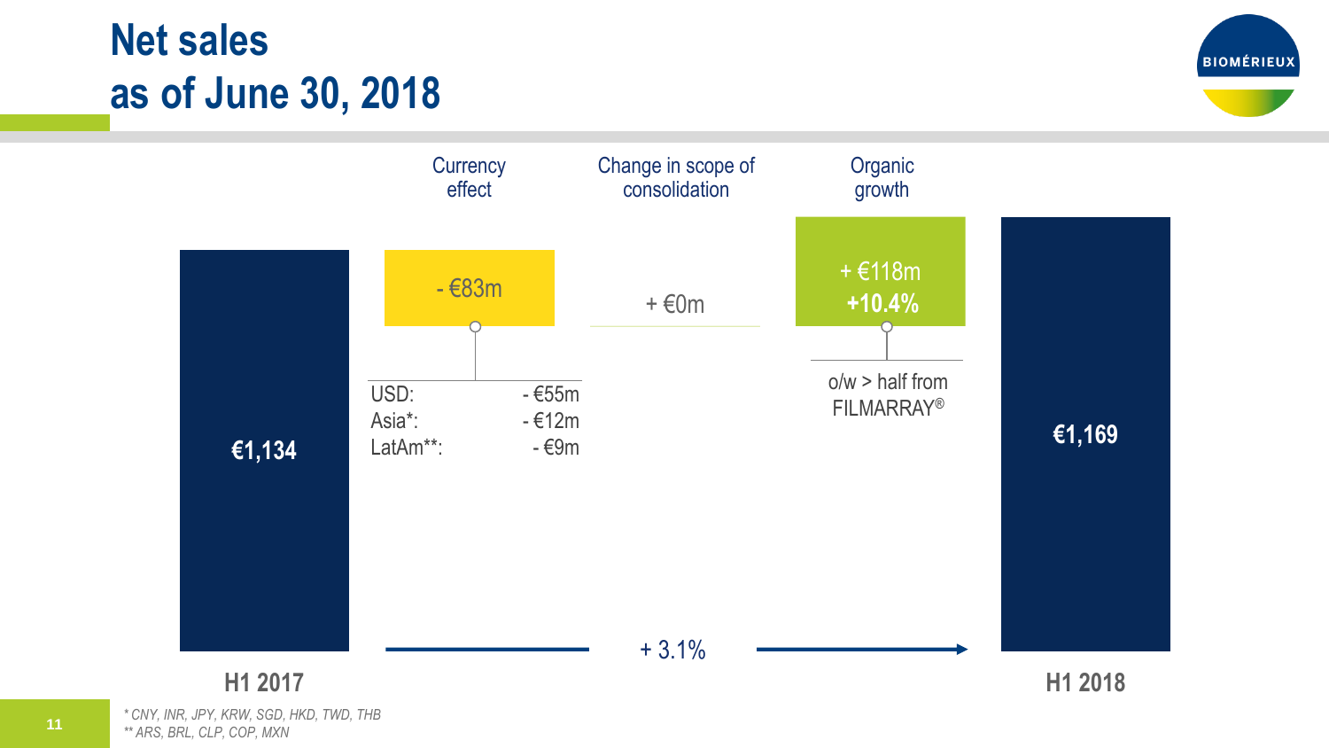# Net sales as of June 30, 2018

| | Currency effect | Change in scope of consolidation | Organic growth | |
|---|---|---|---|---|
| **€1,134** | - €83m | + €0m | + €118m **+10.4%** | **€1,169** |
| **H1 2017** | | | | **H1 2018** |

Currency effect breakdown:

| | |
|---|---|
| USD: | - €55m |
| Asia*: | - €12m |
| LatAm**: | - €9m |

Organic growth: o/w > half from FILMARRAY®

Total change: + 3.1%

*\* CNY, INR, JPY, KRW, SGD, HKD, TWD, THB*
*\*\* ARS, BRL, CLP, COP, MXN*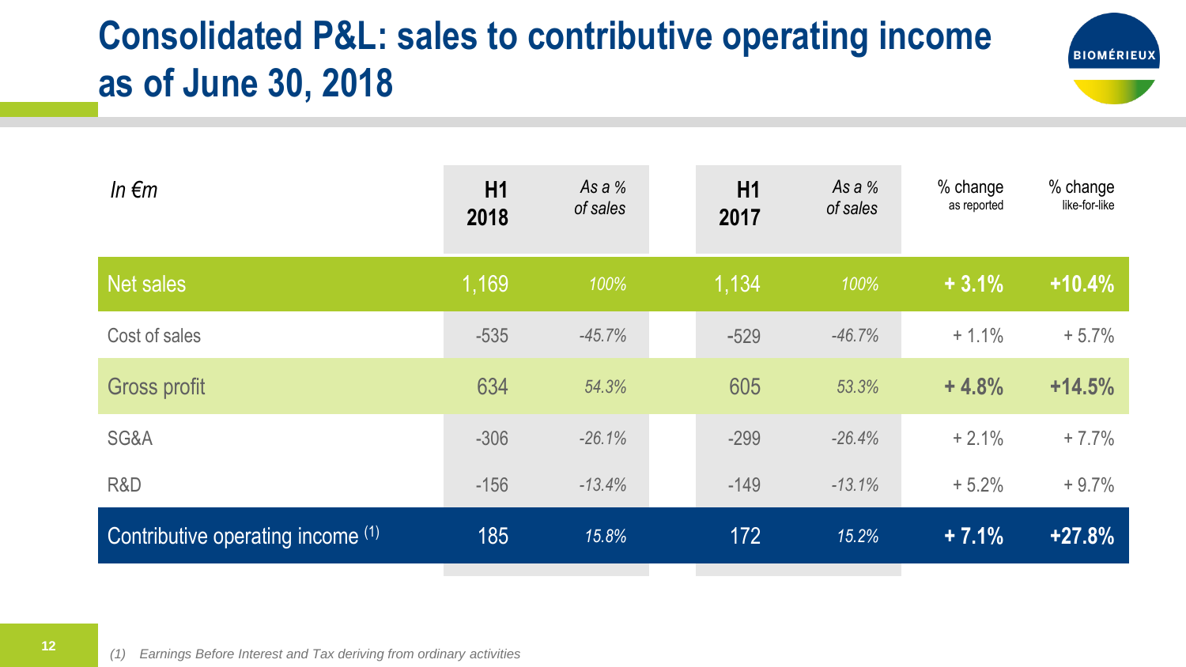# Consolidated P&L: sales to contributive operating income as of June 30, 2018

| *In €m* | H1 2018 | *As a % of sales* | H1 2017 | *As a % of sales* | % change as reported | % change like-for-like |
|---|---|---|---|---|---|---|
| **Net sales** | 1,169 | *100%* | 1,134 | *100%* | **+ 3.1%** | **+10.4%** |
| Cost of sales | -535 | *-45.7%* | -529 | *-46.7%* | + 1.1% | + 5.7% |
| **Gross profit** | 634 | *54.3%* | 605 | *53.3%* | **+ 4.8%** | **+14.5%** |
| SG&A | -306 | *-26.1%* | -299 | *-26.4%* | + 2.1% | + 7.7% |
| R&D | -156 | *-13.4%* | -149 | *-13.1%* | + 5.2% | + 9.7% |
| **Contributive operating income [(1)]** | 185 | *15.8%* | 172 | *15.2%* | **+ 7.1%** | **+27.8%** |

*(1) Earnings Before Interest and Tax deriving from ordinary activities*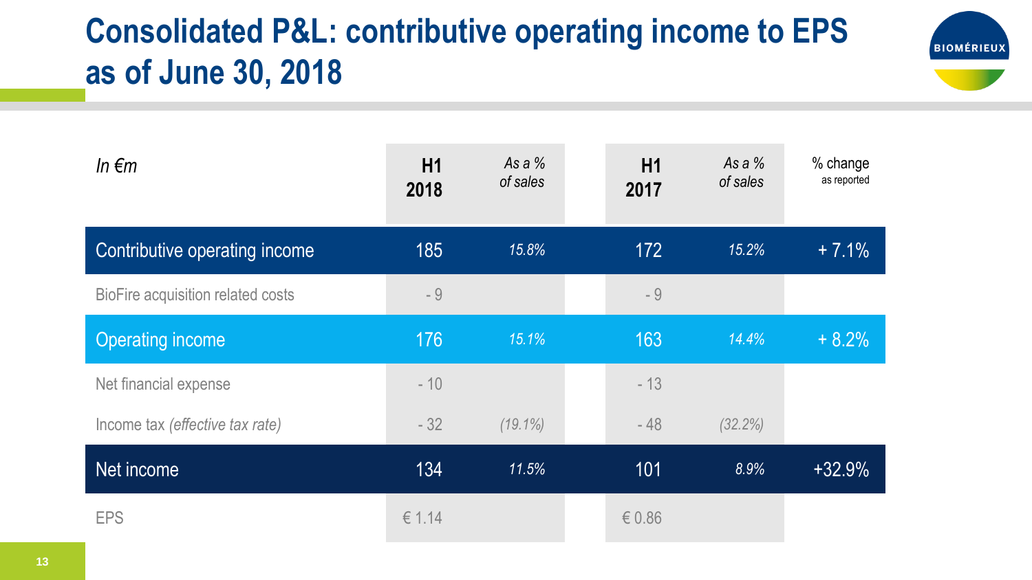# Consolidated P&L: contributive operating income to EPS as of June 30, 2018

| *In €m* | H1 2018 | *As a % of sales* | H1 2017 | *As a % of sales* | % change as reported |
|---|---|---|---|---|---|
| Contributive operating income | 185 | *15.8%* | 172 | *15.2%* | + 7.1% |
| BioFire acquisition related costs | - 9 | | - 9 | | |
| Operating income | 176 | *15.1%* | 163 | *14.4%* | + 8.2% |
| Net financial expense | - 10 | | - 13 | | |
| Income tax *(effective tax rate)* | - 32 | *(19.1%)* | - 48 | *(32.2%)* | |
| Net income | 134 | *11.5%* | 101 | *8.9%* | +32.9% |
| EPS | € 1.14 | | € 0.86 | | |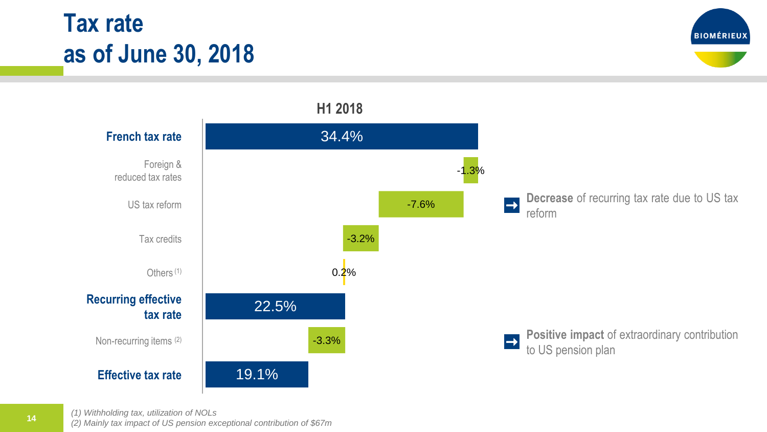# Tax rate as of June 30, 2018

**H1 2018**

| | H1 2018 |
|---|---|
| **French tax rate** | 34.4% |
| Foreign & reduced tax rates | -1.3% |
| US tax reform | -7.6% |
| Tax credits | -3.2% |
| Others (1) | 0.2% |
| **Recurring effective tax rate** | 22.5% |
| Non-recurring items (2) | -3.3% |
| **Effective tax rate** | 19.1% |

- **Decrease** of recurring tax rate due to US tax reform
- **Positive impact** of extraordinary contribution to US pension plan

*(1) Withholding tax, utilization of NOLs*
*(2) Mainly tax impact of US pension exceptional contribution of $67m*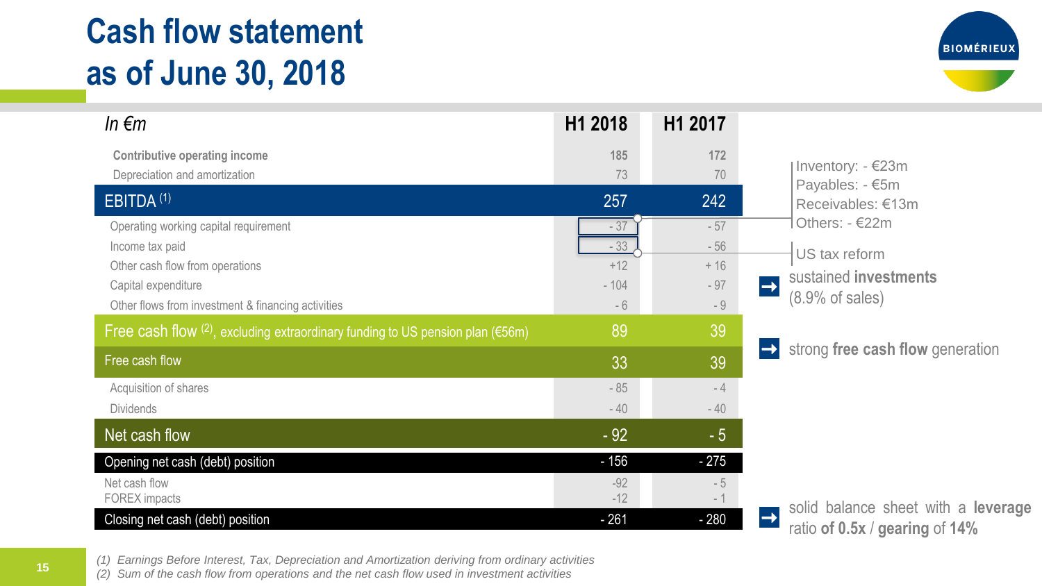# Cash flow statement as of June 30, 2018

| In €m | H1 2018 | H1 2017 |
|---|---|---|
| **Contributive operating income** | **185** | **172** |
| Depreciation and amortization | 73 | 70 |
| **EBITDA** [1] | **257** | **242** |
| Operating working capital requirement | - 37 | - 57 |
| Income tax paid | - 33 | - 56 |
| Other cash flow from operations | +12 | + 16 |
| Capital expenditure | - 104 | - 97 |
| Other flows from investment & financing activities | - 6 | - 9 |
| **Free cash flow** [2], **excluding extraordinary funding to US pension plan (€56m)** | **89** | **39** |
| **Free cash flow** | **33** | **39** |
| Acquisition of shares | - 85 | - 4 |
| Dividends | - 40 | - 40 |
| **Net cash flow** | **- 92** | **- 5** |
| **Opening net cash (debt) position** | **- 156** | **- 275** |
| Net cash flow | -92 | - 5 |
| FOREX impacts | -12 | - 1 |
| **Closing net cash (debt) position** | **- 261** | **- 280** |

Operating working capital requirement (H1 2018):
- Inventory: - €23m
- Payables: - €5m
- Receivables: €13m
- Others: - €22m

Income tax paid (H1 2018): US tax reform

- sustained **investments** (8.9% of sales)
- strong **free cash flow** generation
- solid balance sheet with a **leverage** ratio **of 0.5x** / **gearing** of **14%**

*(1) Earnings Before Interest, Tax, Depreciation and Amortization deriving from ordinary activities*
*(2) Sum of the cash flow from operations and the net cash flow used in investment activities*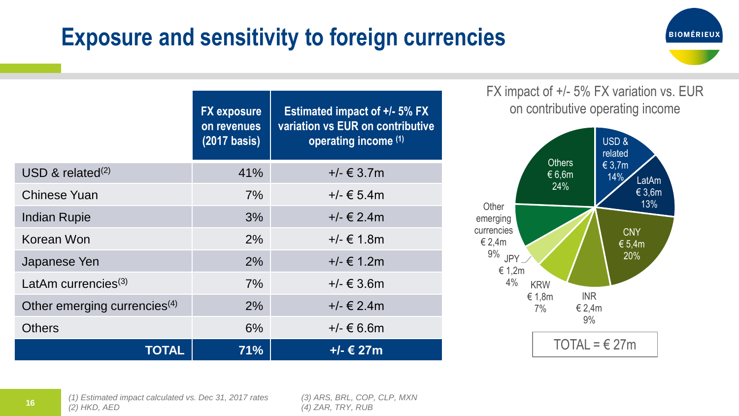# Exposure and sensitivity to foreign currencies

| | FX exposure on revenues (2017 basis) | Estimated impact of +/- 5% FX variation vs EUR on contributive operating income (1) |
|---|---|---|
| USD & related(2) | 41% | +/- € 3.7m |
| Chinese Yuan | 7% | +/- € 5.4m |
| Indian Rupie | 3% | +/- € 2.4m |
| Korean Won | 2% | +/- € 1.8m |
| Japanese Yen | 2% | +/- € 1.2m |
| LatAm currencies(3) | 7% | +/- € 3.6m |
| Other emerging currencies(4) | 2% | +/- € 2.4m |
| Others | 6% | +/- € 6.6m |
| **TOTAL** | **71%** | **+/- € 27m** |

FX impact of +/- 5% FX variation vs. EUR on contributive operating income

- USD & related € 3,7m 14%
- LatAm € 3,6m 13%
- CNY € 5,4m 20%
- INR € 2,4m 9%
- KRW € 1,8m 7%
- JPY € 1,2m 4%
- Other emerging currencies € 2,4m 9%
- Others € 6,6m 24%

TOTAL = € 27m

*(1) Estimated impact calculated vs. Dec 31, 2017 rates*
*(2) HKD, AED*
*(3) ARS, BRL, COP, CLP, MXN*
*(4) ZAR, TRY, RUB*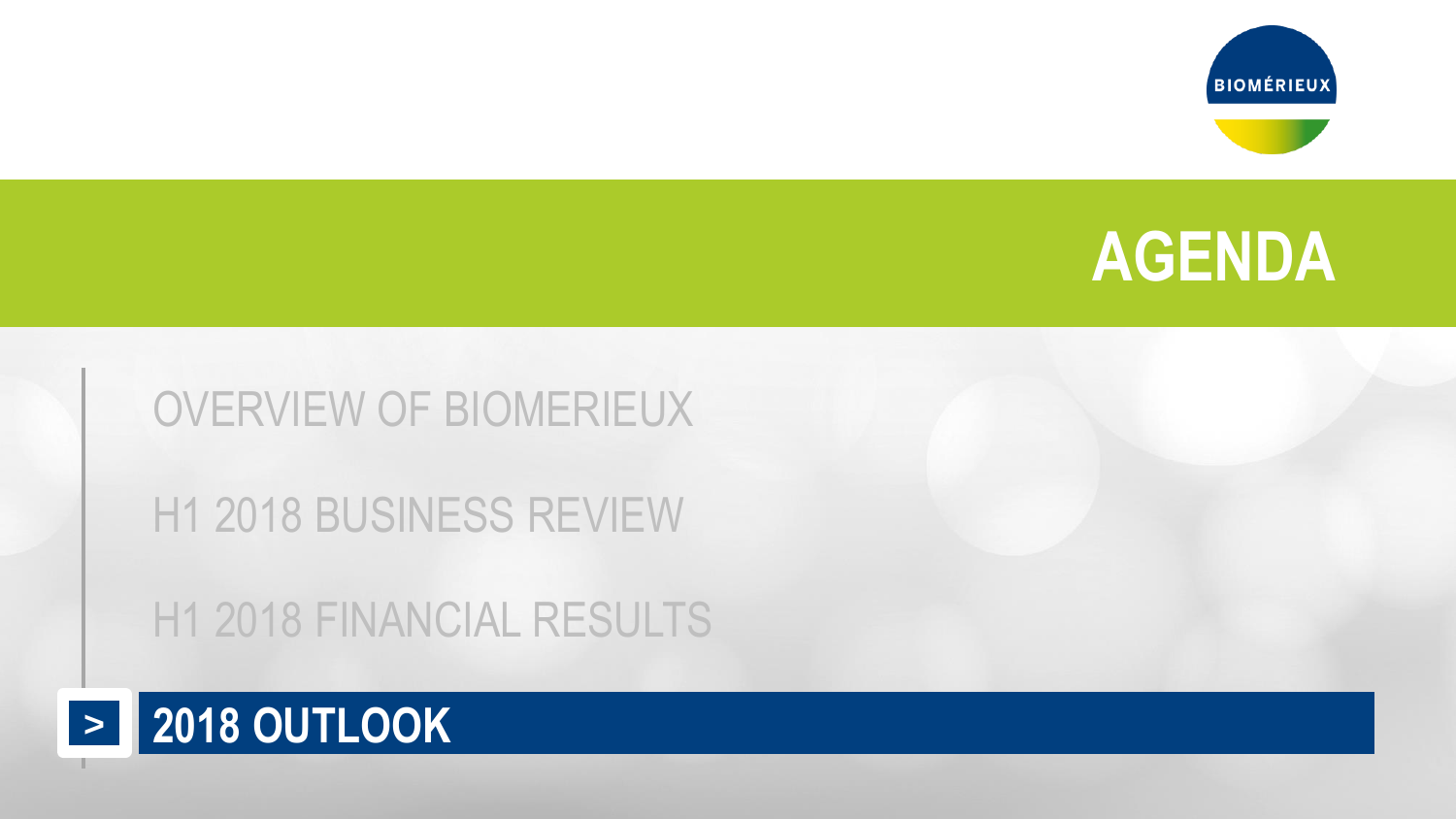# AGENDA

- OVERVIEW OF BIOMERIEUX
- H1 2018 BUSINESS REVIEW
- H1 2018 FINANCIAL RESULTS
- > **2018 OUTLOOK**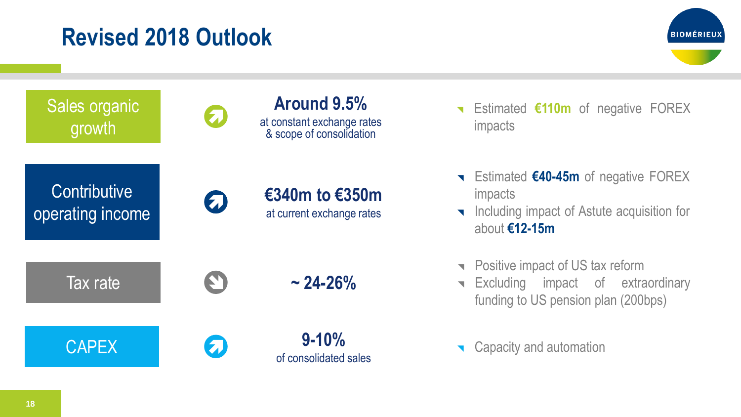# Revised 2018 Outlook

| Item | Outlook | Comments |
| --- | --- | --- |
| Sales organic growth | **Around 9.5%** at constant exchange rates & scope of consolidation | Estimated **€110m** of negative FOREX impacts |
| Contributive operating income | **€340m to €350m** at current exchange rates | Estimated **€40-45m** of negative FOREX impacts; Including impact of Astute acquisition for about **€12-15m** |
| Tax rate | **~ 24-26%** | Positive impact of US tax reform; Excluding impact of extraordinary funding to US pension plan (200bps) |
| CAPEX | **9-10%** of consolidated sales | Capacity and automation |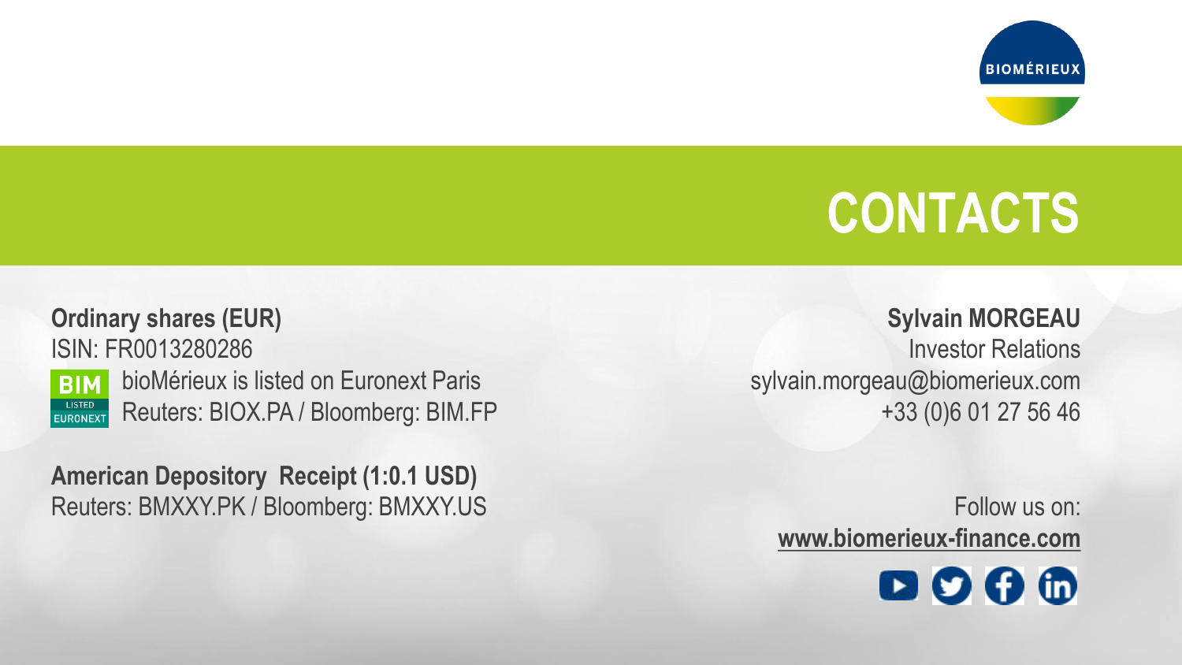BIOMÉRIEUX

# CONTACTS

**Ordinary shares (EUR)**
ISIN: FR0013280286
BIM LISTED EURONEXT
bioMérieux is listed on Euronext Paris
Reuters: BIOX.PA / Bloomberg: BIM.FP

**American Depository Receipt (1:0.1 USD)**
Reuters: BMXXY.PK / Bloomberg: BMXXY.US

**Sylvain MORGEAU**
Investor Relations
sylvain.morgeau@biomerieux.com
+33 (0)6 01 27 56 46

Follow us on:
**www.biomerieux-finance.com**